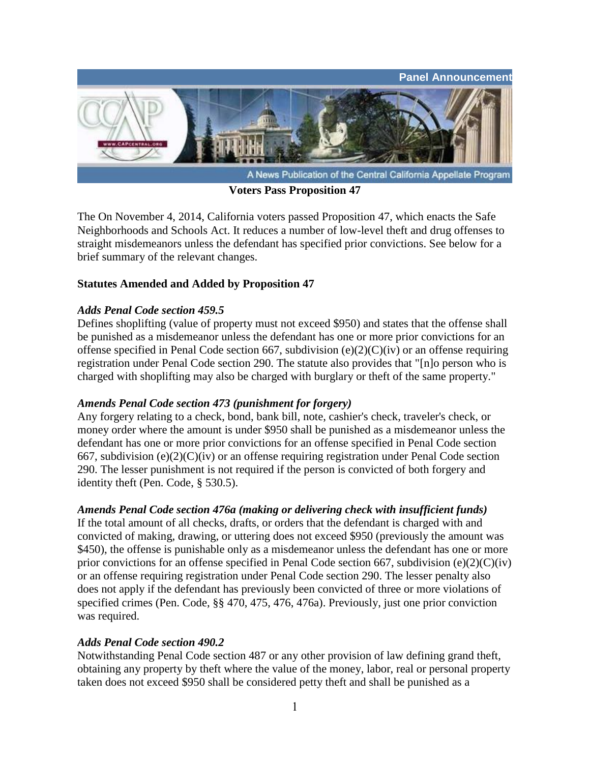Panel Announcement

A News Publication of the Central California Appellate Program

**Voters Pass Proposition 47**

The On November 4, 2014, California voters passed Proposition 47, which enacts the Safe Neighborhoods and Schools Act. It reduces a number of low-level theft and drug offenses to straight misdemeanors unless the defendant has specified prior convictions. See below for a brief summary of the relevant changes.

**Statutes Amended and Added by Proposition 47**

***Adds Penal Code section 459.5***

Defines shoplifting (value of property must not exceed $950) and states that the offense shall be punished as a misdemeanor unless the defendant has one or more prior convictions for an offense specified in Penal Code section 667, subdivision (e)(2)(C)(iv) or an offense requiring registration under Penal Code section 290. The statute also provides that "[n]o person who is charged with shoplifting may also be charged with burglary or theft of the same property."

***Amends Penal Code section 473 (punishment for forgery)***

Any forgery relating to a check, bond, bank bill, note, cashier's check, traveler's check, or money order where the amount is under $950 shall be punished as a misdemeanor unless the defendant has one or more prior convictions for an offense specified in Penal Code section 667, subdivision (e)(2)(C)(iv) or an offense requiring registration under Penal Code section 290. The lesser punishment is not required if the person is convicted of both forgery and identity theft (Pen. Code, § 530.5).

***Amends Penal Code section 476a (making or delivering check with insufficient funds)***

If the total amount of all checks, drafts, or orders that the defendant is charged with and convicted of making, drawing, or uttering does not exceed $950 (previously the amount was $450), the offense is punishable only as a misdemeanor unless the defendant has one or more prior convictions for an offense specified in Penal Code section 667, subdivision (e)(2)(C)(iv) or an offense requiring registration under Penal Code section 290. The lesser penalty also does not apply if the defendant has previously been convicted of three or more violations of specified crimes (Pen. Code, §§ 470, 475, 476, 476a). Previously, just one prior conviction was required.

***Adds Penal Code section 490.2***

Notwithstanding Penal Code section 487 or any other provision of law defining grand theft, obtaining any property by theft where the value of the money, labor, real or personal property taken does not exceed $950 shall be considered petty theft and shall be punished as a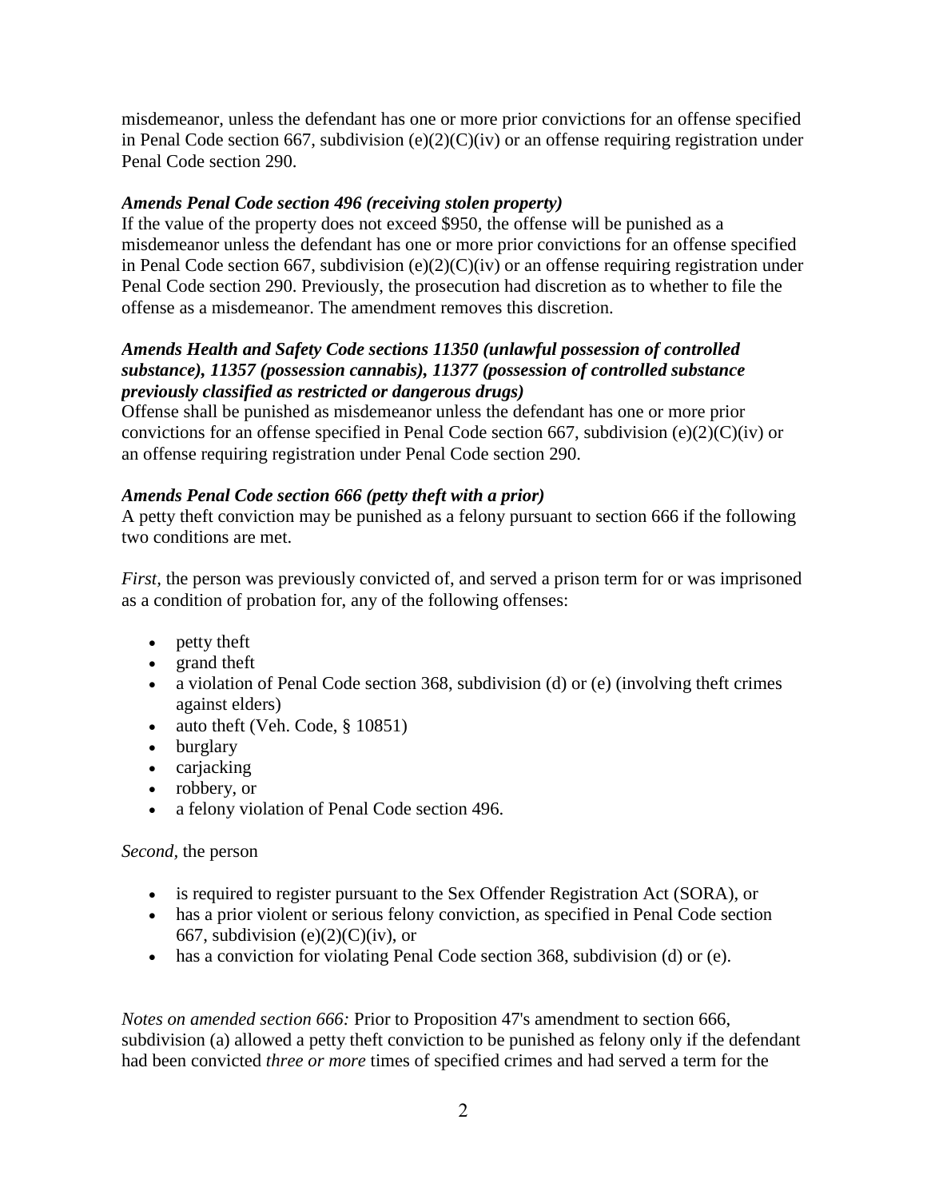misdemeanor, unless the defendant has one or more prior convictions for an offense specified in Penal Code section 667, subdivision (e)(2)(C)(iv) or an offense requiring registration under Penal Code section 290.

***Amends Penal Code section 496 (receiving stolen property)***

If the value of the property does not exceed $950, the offense will be punished as a misdemeanor unless the defendant has one or more prior convictions for an offense specified in Penal Code section 667, subdivision (e)(2)(C)(iv) or an offense requiring registration under Penal Code section 290. Previously, the prosecution had discretion as to whether to file the offense as a misdemeanor. The amendment removes this discretion.

***Amends Health and Safety Code sections 11350 (unlawful possession of controlled substance), 11357 (possession cannabis), 11377 (possession of controlled substance previously classified as restricted or dangerous drugs)***

Offense shall be punished as misdemeanor unless the defendant has one or more prior convictions for an offense specified in Penal Code section 667, subdivision (e)(2)(C)(iv) or an offense requiring registration under Penal Code section 290.

***Amends Penal Code section 666 (petty theft with a prior)***

A petty theft conviction may be punished as a felony pursuant to section 666 if the following two conditions are met.

*First,* the person was previously convicted of, and served a prison term for or was imprisoned as a condition of probation for, any of the following offenses:

- petty theft
- grand theft
- a violation of Penal Code section 368, subdivision (d) or (e) (involving theft crimes against elders)
- auto theft (Veh. Code, § 10851)
- burglary
- carjacking
- robbery, or
- a felony violation of Penal Code section 496.

*Second*, the person

- is required to register pursuant to the Sex Offender Registration Act (SORA), or
- has a prior violent or serious felony conviction, as specified in Penal Code section 667, subdivision (e)(2)(C)(iv), or
- has a conviction for violating Penal Code section 368, subdivision (d) or (e).

*Notes on amended section 666:* Prior to Proposition 47's amendment to section 666, subdivision (a) allowed a petty theft conviction to be punished as felony only if the defendant had been convicted *three or more* times of specified crimes and had served a term for the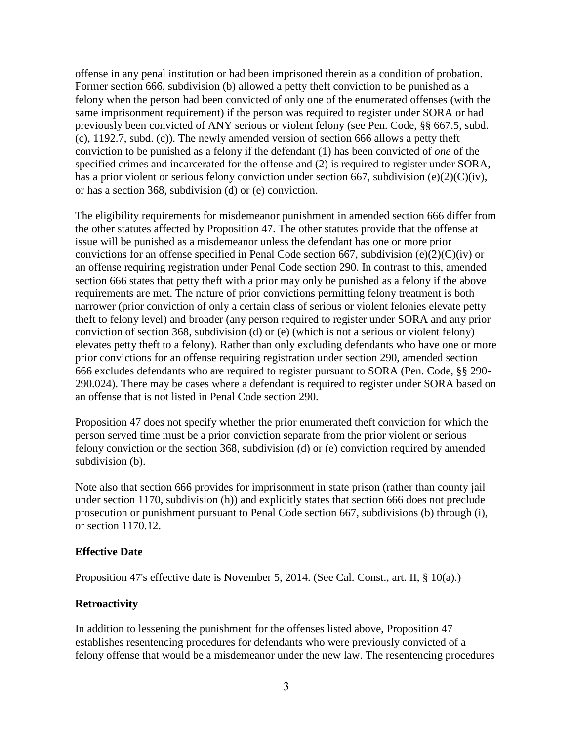offense in any penal institution or had been imprisoned therein as a condition of probation. Former section 666, subdivision (b) allowed a petty theft conviction to be punished as a felony when the person had been convicted of only one of the enumerated offenses (with the same imprisonment requirement) if the person was required to register under SORA or had previously been convicted of ANY serious or violent felony (see Pen. Code, §§ 667.5, subd. (c), 1192.7, subd. (c)). The newly amended version of section 666 allows a petty theft conviction to be punished as a felony if the defendant (1) has been convicted of *one* of the specified crimes and incarcerated for the offense and (2) is required to register under SORA, has a prior violent or serious felony conviction under section 667, subdivision (e)(2)(C)(iv), or has a section 368, subdivision (d) or (e) conviction.

The eligibility requirements for misdemeanor punishment in amended section 666 differ from the other statutes affected by Proposition 47. The other statutes provide that the offense at issue will be punished as a misdemeanor unless the defendant has one or more prior convictions for an offense specified in Penal Code section 667, subdivision (e)(2)(C)(iv) or an offense requiring registration under Penal Code section 290. In contrast to this, amended section 666 states that petty theft with a prior may only be punished as a felony if the above requirements are met. The nature of prior convictions permitting felony treatment is both narrower (prior conviction of only a certain class of serious or violent felonies elevate petty theft to felony level) and broader (any person required to register under SORA and any prior conviction of section 368, subdivision (d) or (e) (which is not a serious or violent felony) elevates petty theft to a felony). Rather than only excluding defendants who have one or more prior convictions for an offense requiring registration under section 290, amended section 666 excludes defendants who are required to register pursuant to SORA (Pen. Code, §§ 290-290.024). There may be cases where a defendant is required to register under SORA based on an offense that is not listed in Penal Code section 290.

Proposition 47 does not specify whether the prior enumerated theft conviction for which the person served time must be a prior conviction separate from the prior violent or serious felony conviction or the section 368, subdivision (d) or (e) conviction required by amended subdivision (b).

Note also that section 666 provides for imprisonment in state prison (rather than county jail under section 1170, subdivision (h)) and explicitly states that section 666 does not preclude prosecution or punishment pursuant to Penal Code section 667, subdivisions (b) through (i), or section 1170.12.

**Effective Date**

Proposition 47's effective date is November 5, 2014. (See Cal. Const., art. II, § 10(a).)

**Retroactivity**

In addition to lessening the punishment for the offenses listed above, Proposition 47 establishes resentencing procedures for defendants who were previously convicted of a felony offense that would be a misdemeanor under the new law. The resentencing procedures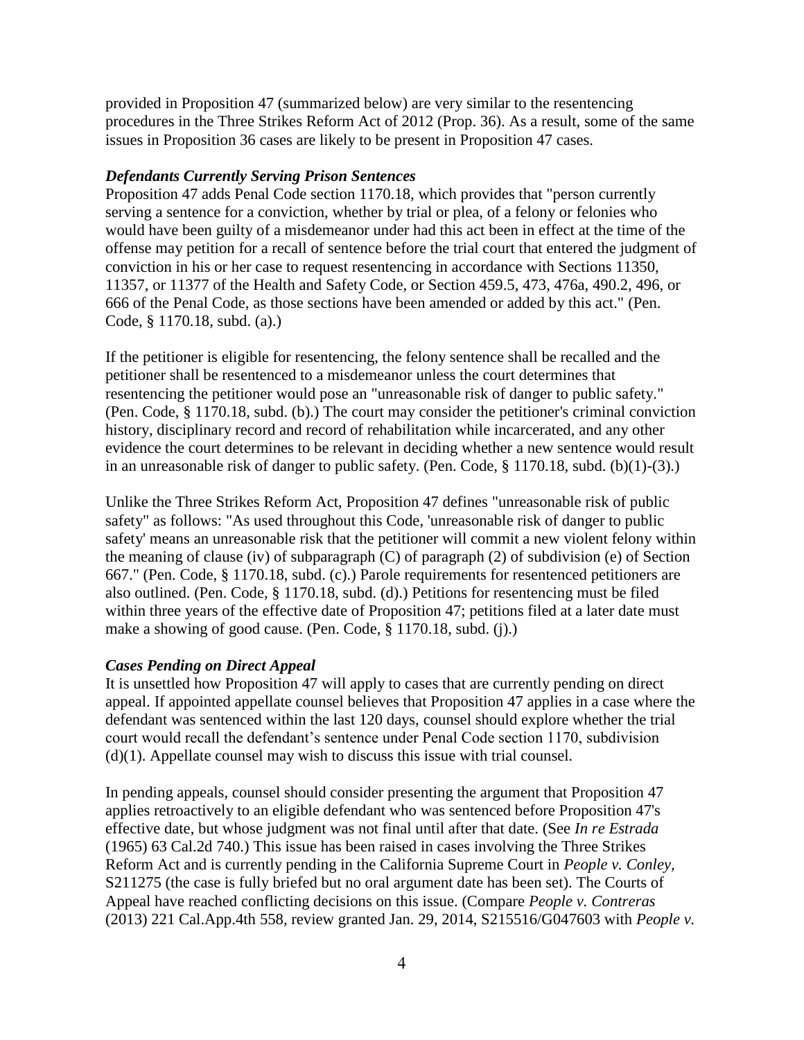provided in Proposition 47 (summarized below) are very similar to the resentencing procedures in the Three Strikes Reform Act of 2012 (Prop. 36). As a result, some of the same issues in Proposition 36 cases are likely to be present in Proposition 47 cases.

### *Defendants Currently Serving Prison Sentences*

Proposition 47 adds Penal Code section 1170.18, which provides that "person currently serving a sentence for a conviction, whether by trial or plea, of a felony or felonies who would have been guilty of a misdemeanor under had this act been in effect at the time of the offense may petition for a recall of sentence before the trial court that entered the judgment of conviction in his or her case to request resentencing in accordance with Sections 11350, 11357, or 11377 of the Health and Safety Code, or Section 459.5, 473, 476a, 490.2, 496, or 666 of the Penal Code, as those sections have been amended or added by this act." (Pen. Code, § 1170.18, subd. (a).)

If the petitioner is eligible for resentencing, the felony sentence shall be recalled and the petitioner shall be resentenced to a misdemeanor unless the court determines that resentencing the petitioner would pose an "unreasonable risk of danger to public safety." (Pen. Code, § 1170.18, subd. (b).) The court may consider the petitioner's criminal conviction history, disciplinary record and record of rehabilitation while incarcerated, and any other evidence the court determines to be relevant in deciding whether a new sentence would result in an unreasonable risk of danger to public safety. (Pen. Code, § 1170.18, subd. (b)(1)-(3).)

Unlike the Three Strikes Reform Act, Proposition 47 defines "unreasonable risk of public safety" as follows: "As used throughout this Code, 'unreasonable risk of danger to public safety' means an unreasonable risk that the petitioner will commit a new violent felony within the meaning of clause (iv) of subparagraph (C) of paragraph (2) of subdivision (e) of Section 667." (Pen. Code, § 1170.18, subd. (c).) Parole requirements for resentenced petitioners are also outlined. (Pen. Code, § 1170.18, subd. (d).) Petitions for resentencing must be filed within three years of the effective date of Proposition 47; petitions filed at a later date must make a showing of good cause. (Pen. Code, § 1170.18, subd. (j).)

### *Cases Pending on Direct Appeal*

It is unsettled how Proposition 47 will apply to cases that are currently pending on direct appeal. If appointed appellate counsel believes that Proposition 47 applies in a case where the defendant was sentenced within the last 120 days, counsel should explore whether the trial court would recall the defendant's sentence under Penal Code section 1170, subdivision (d)(1). Appellate counsel may wish to discuss this issue with trial counsel.

In pending appeals, counsel should consider presenting the argument that Proposition 47 applies retroactively to an eligible defendant who was sentenced before Proposition 47's effective date, but whose judgment was not final until after that date. (See *In re Estrada* (1965) 63 Cal.2d 740.) This issue has been raised in cases involving the Three Strikes Reform Act and is currently pending in the California Supreme Court in *People v. Conley*, S211275 (the case is fully briefed but no oral argument date has been set). The Courts of Appeal have reached conflicting decisions on this issue. (Compare *People v. Contreras* (2013) 221 Cal.App.4th 558, review granted Jan. 29, 2014, S215516/G047603 with *People v.*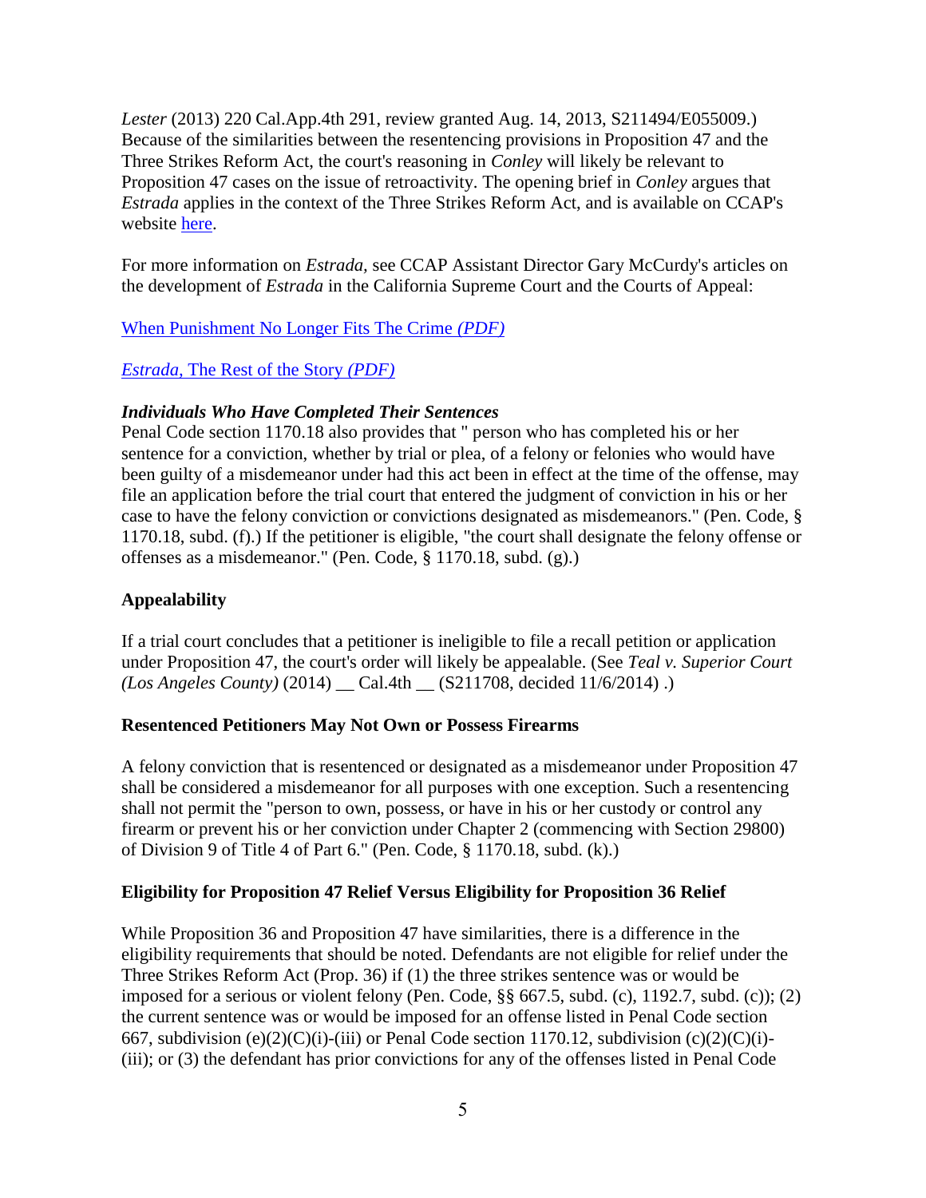*Lester* (2013) 220 Cal.App.4th 291, review granted Aug. 14, 2013, S211494/E055009.) Because of the similarities between the resentencing provisions in Proposition 47 and the Three Strikes Reform Act, the court's reasoning in *Conley* will likely be relevant to Proposition 47 cases on the issue of retroactivity. The opening brief in *Conley* argues that *Estrada* applies in the context of the Three Strikes Reform Act, and is available on CCAP's website here.

For more information on *Estrada,* see CCAP Assistant Director Gary McCurdy's articles on the development of *Estrada* in the California Supreme Court and the Courts of Appeal:

When Punishment No Longer Fits The Crime *(PDF)*

*Estrada,* The Rest of the Story *(PDF)*

***Individuals Who Have Completed Their Sentences***

Penal Code section 1170.18 also provides that " person who has completed his or her sentence for a conviction, whether by trial or plea, of a felony or felonies who would have been guilty of a misdemeanor under had this act been in effect at the time of the offense, may file an application before the trial court that entered the judgment of conviction in his or her case to have the felony conviction or convictions designated as misdemeanors." (Pen. Code, § 1170.18, subd. (f).) If the petitioner is eligible, "the court shall designate the felony offense or offenses as a misdemeanor." (Pen. Code, § 1170.18, subd. (g).)

**Appealability**

If a trial court concludes that a petitioner is ineligible to file a recall petition or application under Proposition 47, the court's order will likely be appealable. (See *Teal v. Superior Court (Los Angeles County)* (2014) __ Cal.4th __ (S211708, decided 11/6/2014) .)

**Resentenced Petitioners May Not Own or Possess Firearms**

A felony conviction that is resentenced or designated as a misdemeanor under Proposition 47 shall be considered a misdemeanor for all purposes with one exception. Such a resentencing shall not permit the "person to own, possess, or have in his or her custody or control any firearm or prevent his or her conviction under Chapter 2 (commencing with Section 29800) of Division 9 of Title 4 of Part 6." (Pen. Code, § 1170.18, subd. (k).)

**Eligibility for Proposition 47 Relief Versus Eligibility for Proposition 36 Relief**

While Proposition 36 and Proposition 47 have similarities, there is a difference in the eligibility requirements that should be noted. Defendants are not eligible for relief under the Three Strikes Reform Act (Prop. 36) if (1) the three strikes sentence was or would be imposed for a serious or violent felony (Pen. Code, §§ 667.5, subd. (c), 1192.7, subd. (c)); (2) the current sentence was or would be imposed for an offense listed in Penal Code section 667, subdivision (e)(2)(C)(i)-(iii) or Penal Code section 1170.12, subdivision (c)(2)(C)(i)-(iii); or (3) the defendant has prior convictions for any of the offenses listed in Penal Code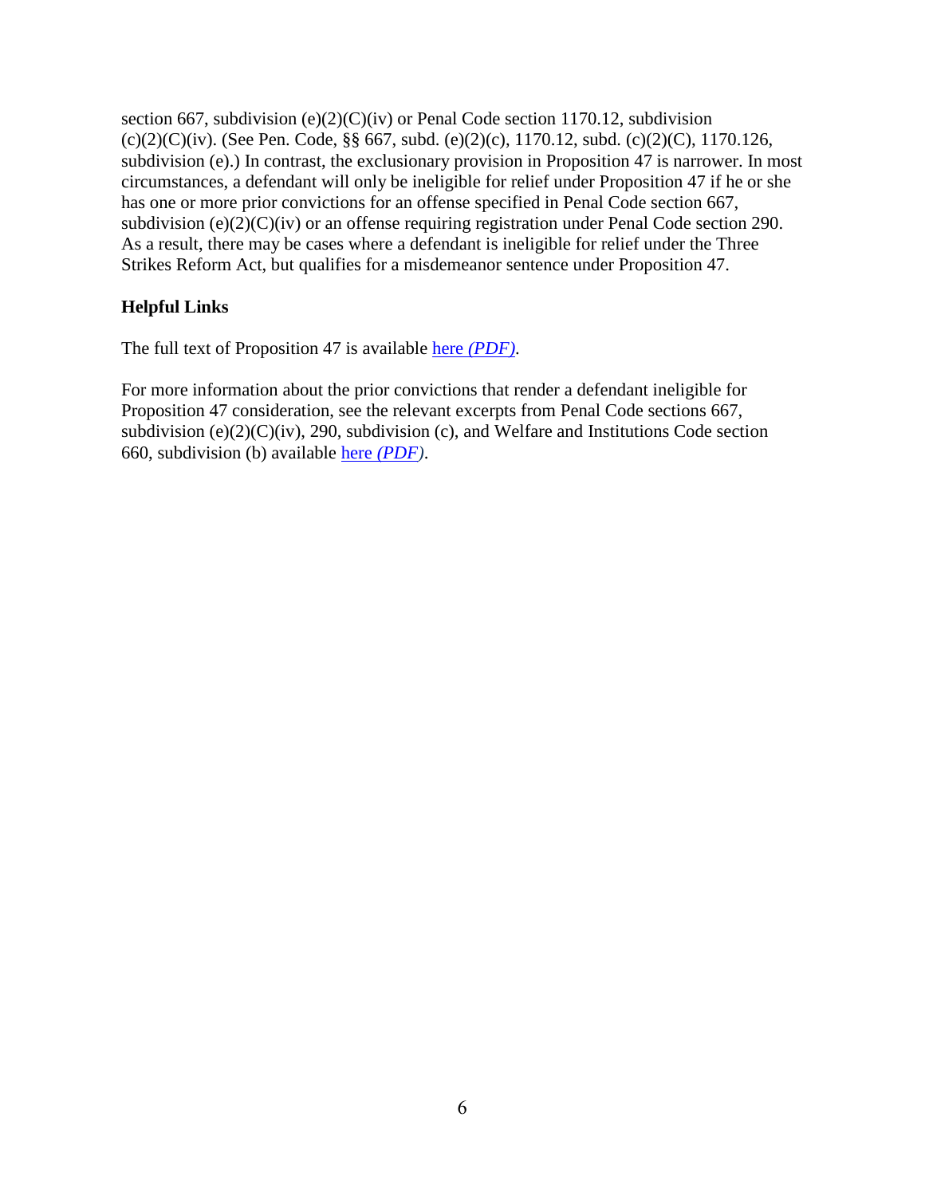section 667, subdivision (e)(2)(C)(iv) or Penal Code section 1170.12, subdivision (c)(2)(C)(iv). (See Pen. Code, §§ 667, subd. (e)(2)(c), 1170.12, subd. (c)(2)(C), 1170.126, subdivision (e).) In contrast, the exclusionary provision in Proposition 47 is narrower. In most circumstances, a defendant will only be ineligible for relief under Proposition 47 if he or she has one or more prior convictions for an offense specified in Penal Code section 667, subdivision (e)(2)(C)(iv) or an offense requiring registration under Penal Code section 290. As a result, there may be cases where a defendant is ineligible for relief under the Three Strikes Reform Act, but qualifies for a misdemeanor sentence under Proposition 47.

**Helpful Links**

The full text of Proposition 47 is available here *(PDF)*.

For more information about the prior convictions that render a defendant ineligible for Proposition 47 consideration, see the relevant excerpts from Penal Code sections 667, subdivision (e)(2)(C)(iv), 290, subdivision (c), and Welfare and Institutions Code section 660, subdivision (b) available here *(PDF)*.